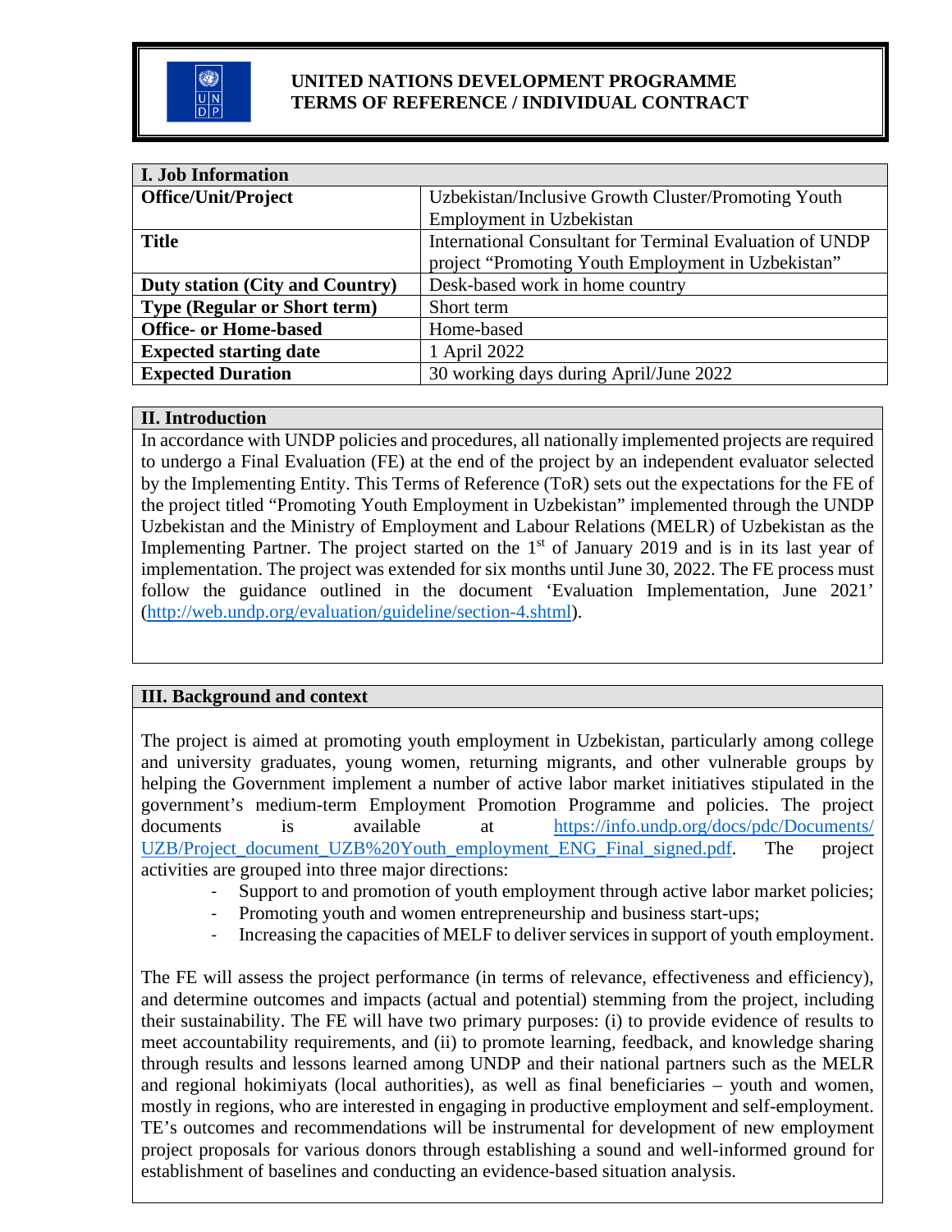**UNITED NATIONS DEVELOPMENT PROGRAMME**
**TERMS OF REFERENCE / INDIVIDUAL CONTRACT**

| I. Job Information | |
|---|---|
| **Office/Unit/Project** | Uzbekistan/Inclusive Growth Cluster/Promoting Youth Employment in Uzbekistan |
| **Title** | International Consultant for Terminal Evaluation of UNDP project "Promoting Youth Employment in Uzbekistan" |
| **Duty station (City and Country)** | Desk-based work in home country |
| **Type (Regular or Short term)** | Short term |
| **Office- or Home-based** | Home-based |
| **Expected starting date** | 1 April 2022 |
| **Expected Duration** | 30 working days during April/June 2022 |

## II. Introduction

In accordance with UNDP policies and procedures, all nationally implemented projects are required to undergo a Final Evaluation (FE) at the end of the project by an independent evaluator selected by the Implementing Entity. This Terms of Reference (ToR) sets out the expectations for the FE of the project titled "Promoting Youth Employment in Uzbekistan" implemented through the UNDP Uzbekistan and the Ministry of Employment and Labour Relations (MELR) of Uzbekistan as the Implementing Partner. The project started on the 1st of January 2019 and is in its last year of implementation. The project was extended for six months until June 30, 2022. The FE process must follow the guidance outlined in the document 'Evaluation Implementation, June 2021' (http://web.undp.org/evaluation/guideline/section-4.shtml).

## III. Background and context

The project is aimed at promoting youth employment in Uzbekistan, particularly among college and university graduates, young women, returning migrants, and other vulnerable groups by helping the Government implement a number of active labor market initiatives stipulated in the government's medium-term Employment Promotion Programme and policies. The project documents is available at https://info.undp.org/docs/pdc/Documents/UZB/Project_document_UZB%20Youth_employment_ENG_Final_signed.pdf. The project activities are grouped into three major directions:

- Support to and promotion of youth employment through active labor market policies;
- Promoting youth and women entrepreneurship and business start-ups;
- Increasing the capacities of MELF to deliver services in support of youth employment.

The FE will assess the project performance (in terms of relevance, effectiveness and efficiency), and determine outcomes and impacts (actual and potential) stemming from the project, including their sustainability. The FE will have two primary purposes: (i) to provide evidence of results to meet accountability requirements, and (ii) to promote learning, feedback, and knowledge sharing through results and lessons learned among UNDP and their national partners such as the MELR and regional hokimiyats (local authorities), as well as final beneficiaries – youth and women, mostly in regions, who are interested in engaging in productive employment and self-employment. TE's outcomes and recommendations will be instrumental for development of new employment project proposals for various donors through establishing a sound and well-informed ground for establishment of baselines and conducting an evidence-based situation analysis.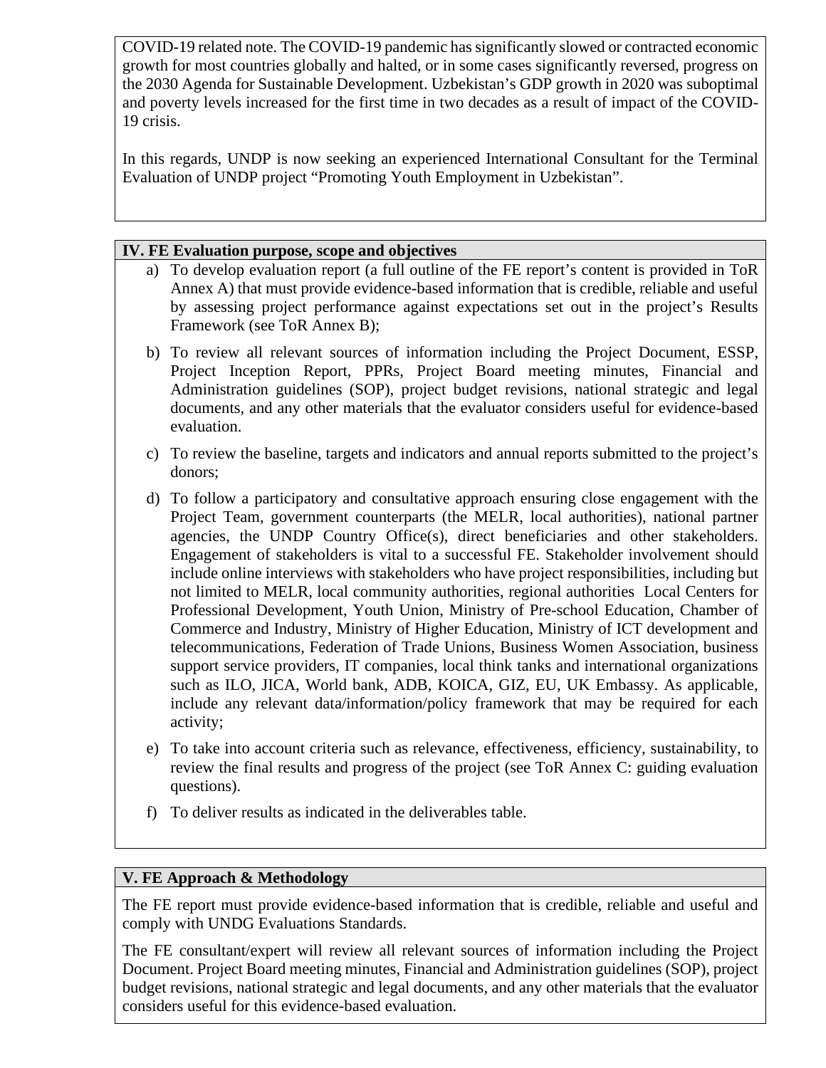COVID-19 related note. The COVID-19 pandemic has significantly slowed or contracted economic growth for most countries globally and halted, or in some cases significantly reversed, progress on the 2030 Agenda for Sustainable Development. Uzbekistan's GDP growth in 2020 was suboptimal and poverty levels increased for the first time in two decades as a result of impact of the COVID-19 crisis.

In this regards, UNDP is now seeking an experienced International Consultant for the Terminal Evaluation of UNDP project "Promoting Youth Employment in Uzbekistan".

## IV. FE Evaluation purpose, scope and objectives

a) To develop evaluation report (a full outline of the FE report's content is provided in ToR Annex A) that must provide evidence-based information that is credible, reliable and useful by assessing project performance against expectations set out in the project's Results Framework (see ToR Annex B);

b) To review all relevant sources of information including the Project Document, ESSP, Project Inception Report, PPRs, Project Board meeting minutes, Financial and Administration guidelines (SOP), project budget revisions, national strategic and legal documents, and any other materials that the evaluator considers useful for evidence-based evaluation.

c) To review the baseline, targets and indicators and annual reports submitted to the project's donors;

d) To follow a participatory and consultative approach ensuring close engagement with the Project Team, government counterparts (the MELR, local authorities), national partner agencies, the UNDP Country Office(s), direct beneficiaries and other stakeholders. Engagement of stakeholders is vital to a successful FE. Stakeholder involvement should include online interviews with stakeholders who have project responsibilities, including but not limited to MELR, local community authorities, regional authorities Local Centers for Professional Development, Youth Union, Ministry of Pre-school Education, Chamber of Commerce and Industry, Ministry of Higher Education, Ministry of ICT development and telecommunications, Federation of Trade Unions, Business Women Association, business support service providers, IT companies, local think tanks and international organizations such as ILO, JICA, World bank, ADB, KOICA, GIZ, EU, UK Embassy. As applicable, include any relevant data/information/policy framework that may be required for each activity;

e) To take into account criteria such as relevance, effectiveness, efficiency, sustainability, to review the final results and progress of the project (see ToR Annex C: guiding evaluation questions).

f) To deliver results as indicated in the deliverables table.

## V. FE Approach & Methodology

The FE report must provide evidence-based information that is credible, reliable and useful and comply with UNDG Evaluations Standards.

The FE consultant/expert will review all relevant sources of information including the Project Document. Project Board meeting minutes, Financial and Administration guidelines (SOP), project budget revisions, national strategic and legal documents, and any other materials that the evaluator considers useful for this evidence-based evaluation.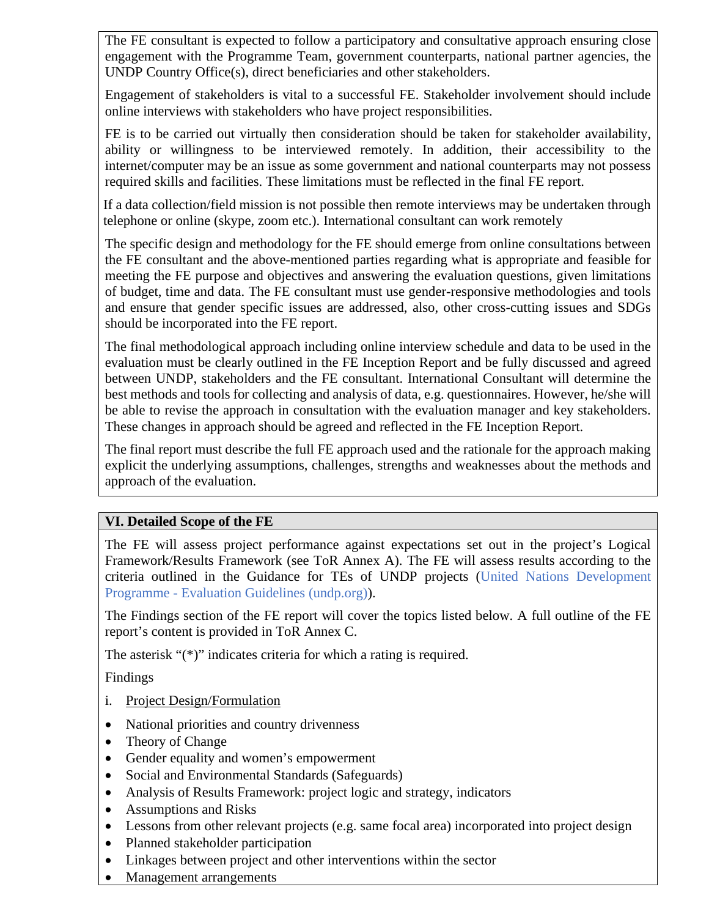The FE consultant is expected to follow a participatory and consultative approach ensuring close engagement with the Programme Team, government counterparts, national partner agencies, the UNDP Country Office(s), direct beneficiaries and other stakeholders.

Engagement of stakeholders is vital to a successful FE. Stakeholder involvement should include online interviews with stakeholders who have project responsibilities.

FE is to be carried out virtually then consideration should be taken for stakeholder availability, ability or willingness to be interviewed remotely. In addition, their accessibility to the internet/computer may be an issue as some government and national counterparts may not possess required skills and facilities. These limitations must be reflected in the final FE report.

If a data collection/field mission is not possible then remote interviews may be undertaken through telephone or online (skype, zoom etc.). International consultant can work remotely

The specific design and methodology for the FE should emerge from online consultations between the FE consultant and the above-mentioned parties regarding what is appropriate and feasible for meeting the FE purpose and objectives and answering the evaluation questions, given limitations of budget, time and data. The FE consultant must use gender-responsive methodologies and tools and ensure that gender specific issues are addressed, also, other cross-cutting issues and SDGs should be incorporated into the FE report.

The final methodological approach including online interview schedule and data to be used in the evaluation must be clearly outlined in the FE Inception Report and be fully discussed and agreed between UNDP, stakeholders and the FE consultant. International Consultant will determine the best methods and tools for collecting and analysis of data, e.g. questionnaires. However, he/she will be able to revise the approach in consultation with the evaluation manager and key stakeholders. These changes in approach should be agreed and reflected in the FE Inception Report.

The final report must describe the full FE approach used and the rationale for the approach making explicit the underlying assumptions, challenges, strengths and weaknesses about the methods and approach of the evaluation.

## VI. Detailed Scope of the FE

The FE will assess project performance against expectations set out in the project's Logical Framework/Results Framework (see ToR Annex A). The FE will assess results according to the criteria outlined in the Guidance for TEs of UNDP projects (United Nations Development Programme - Evaluation Guidelines (undp.org)).

The Findings section of the FE report will cover the topics listed below. A full outline of the FE report's content is provided in ToR Annex C.

The asterisk "(*)" indicates criteria for which a rating is required.

Findings

i. Project Design/Formulation

- National priorities and country drivenness
- Theory of Change
- Gender equality and women's empowerment
- Social and Environmental Standards (Safeguards)
- Analysis of Results Framework: project logic and strategy, indicators
- Assumptions and Risks
- Lessons from other relevant projects (e.g. same focal area) incorporated into project design
- Planned stakeholder participation
- Linkages between project and other interventions within the sector
- Management arrangements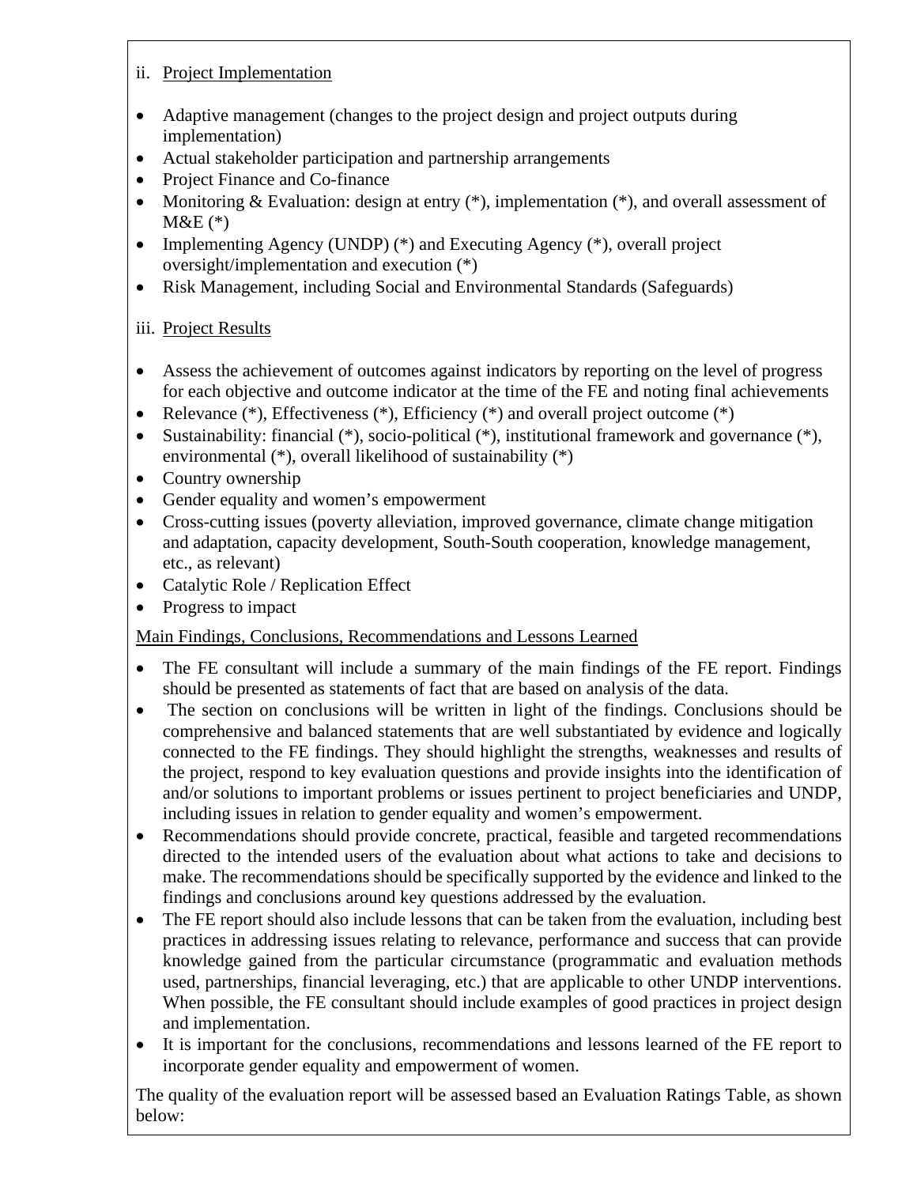ii. Project Implementation

- Adaptive management (changes to the project design and project outputs during implementation)
- Actual stakeholder participation and partnership arrangements
- Project Finance and Co-finance
- Monitoring & Evaluation: design at entry (*), implementation (*), and overall assessment of M&E (*)
- Implementing Agency (UNDP) (*) and Executing Agency (*), overall project oversight/implementation and execution (*)
- Risk Management, including Social and Environmental Standards (Safeguards)

iii. Project Results

- Assess the achievement of outcomes against indicators by reporting on the level of progress for each objective and outcome indicator at the time of the FE and noting final achievements
- Relevance (*), Effectiveness (*), Efficiency (*) and overall project outcome (*)
- Sustainability: financial (*), socio-political (*), institutional framework and governance (*), environmental (*), overall likelihood of sustainability (*)
- Country ownership
- Gender equality and women's empowerment
- Cross-cutting issues (poverty alleviation, improved governance, climate change mitigation and adaptation, capacity development, South-South cooperation, knowledge management, etc., as relevant)
- Catalytic Role / Replication Effect
- Progress to impact

Main Findings, Conclusions, Recommendations and Lessons Learned

- The FE consultant will include a summary of the main findings of the FE report. Findings should be presented as statements of fact that are based on analysis of the data.
- The section on conclusions will be written in light of the findings. Conclusions should be comprehensive and balanced statements that are well substantiated by evidence and logically connected to the FE findings. They should highlight the strengths, weaknesses and results of the project, respond to key evaluation questions and provide insights into the identification of and/or solutions to important problems or issues pertinent to project beneficiaries and UNDP, including issues in relation to gender equality and women's empowerment.
- Recommendations should provide concrete, practical, feasible and targeted recommendations directed to the intended users of the evaluation about what actions to take and decisions to make. The recommendations should be specifically supported by the evidence and linked to the findings and conclusions around key questions addressed by the evaluation.
- The FE report should also include lessons that can be taken from the evaluation, including best practices in addressing issues relating to relevance, performance and success that can provide knowledge gained from the particular circumstance (programmatic and evaluation methods used, partnerships, financial leveraging, etc.) that are applicable to other UNDP interventions. When possible, the FE consultant should include examples of good practices in project design and implementation.
- It is important for the conclusions, recommendations and lessons learned of the FE report to incorporate gender equality and empowerment of women.

The quality of the evaluation report will be assessed based an Evaluation Ratings Table, as shown below: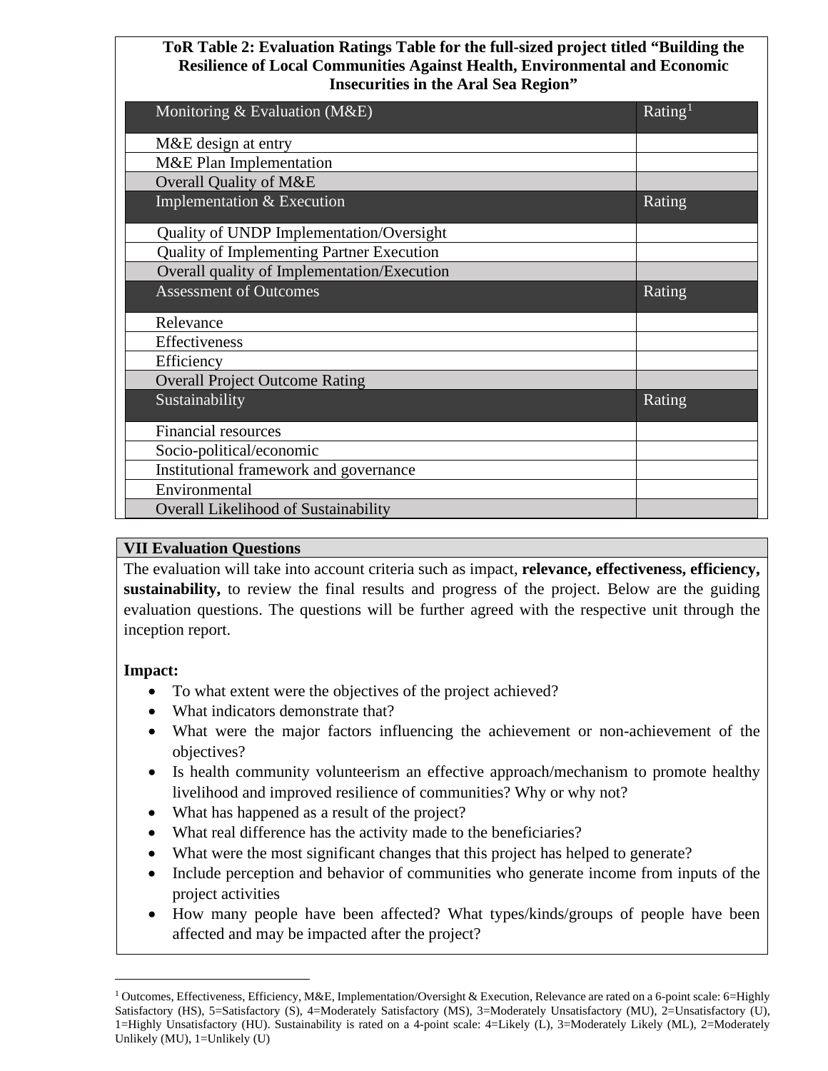**ToR Table 2: Evaluation Ratings Table for the full-sized project titled "Building the Resilience of Local Communities Against Health, Environmental and Economic Insecurities in the Aral Sea Region"**

| Monitoring & Evaluation (M&E) | Rating[1] |
|---|---|
| M&E design at entry | |
| M&E Plan Implementation | |
| Overall Quality of M&E | |
| **Implementation & Execution** | **Rating** |
| Quality of UNDP Implementation/Oversight | |
| Quality of Implementing Partner Execution | |
| Overall quality of Implementation/Execution | |
| **Assessment of Outcomes** | **Rating** |
| Relevance | |
| Effectiveness | |
| Efficiency | |
| Overall Project Outcome Rating | |
| **Sustainability** | **Rating** |
| Financial resources | |
| Socio-political/economic | |
| Institutional framework and governance | |
| Environmental | |
| Overall Likelihood of Sustainability | |

**VII Evaluation Questions**

The evaluation will take into account criteria such as impact, **relevance, effectiveness, efficiency, sustainability,** to review the final results and progress of the project. Below are the guiding evaluation questions. The questions will be further agreed with the respective unit through the inception report.

**Impact:**

- To what extent were the objectives of the project achieved?
- What indicators demonstrate that?
- What were the major factors influencing the achievement or non-achievement of the objectives?
- Is health community volunteerism an effective approach/mechanism to promote healthy livelihood and improved resilience of communities? Why or why not?
- What has happened as a result of the project?
- What real difference has the activity made to the beneficiaries?
- What were the most significant changes that this project has helped to generate?
- Include perception and behavior of communities who generate income from inputs of the project activities
- How many people have been affected? What types/kinds/groups of people have been affected and may be impacted after the project?

[1] Outcomes, Effectiveness, Efficiency, M&E, Implementation/Oversight & Execution, Relevance are rated on a 6-point scale: 6=Highly Satisfactory (HS), 5=Satisfactory (S), 4=Moderately Satisfactory (MS), 3=Moderately Unsatisfactory (MU), 2=Unsatisfactory (U), 1=Highly Unsatisfactory (HU). Sustainability is rated on a 4-point scale: 4=Likely (L), 3=Moderately Likely (ML), 2=Moderately Unlikely (MU), 1=Unlikely (U)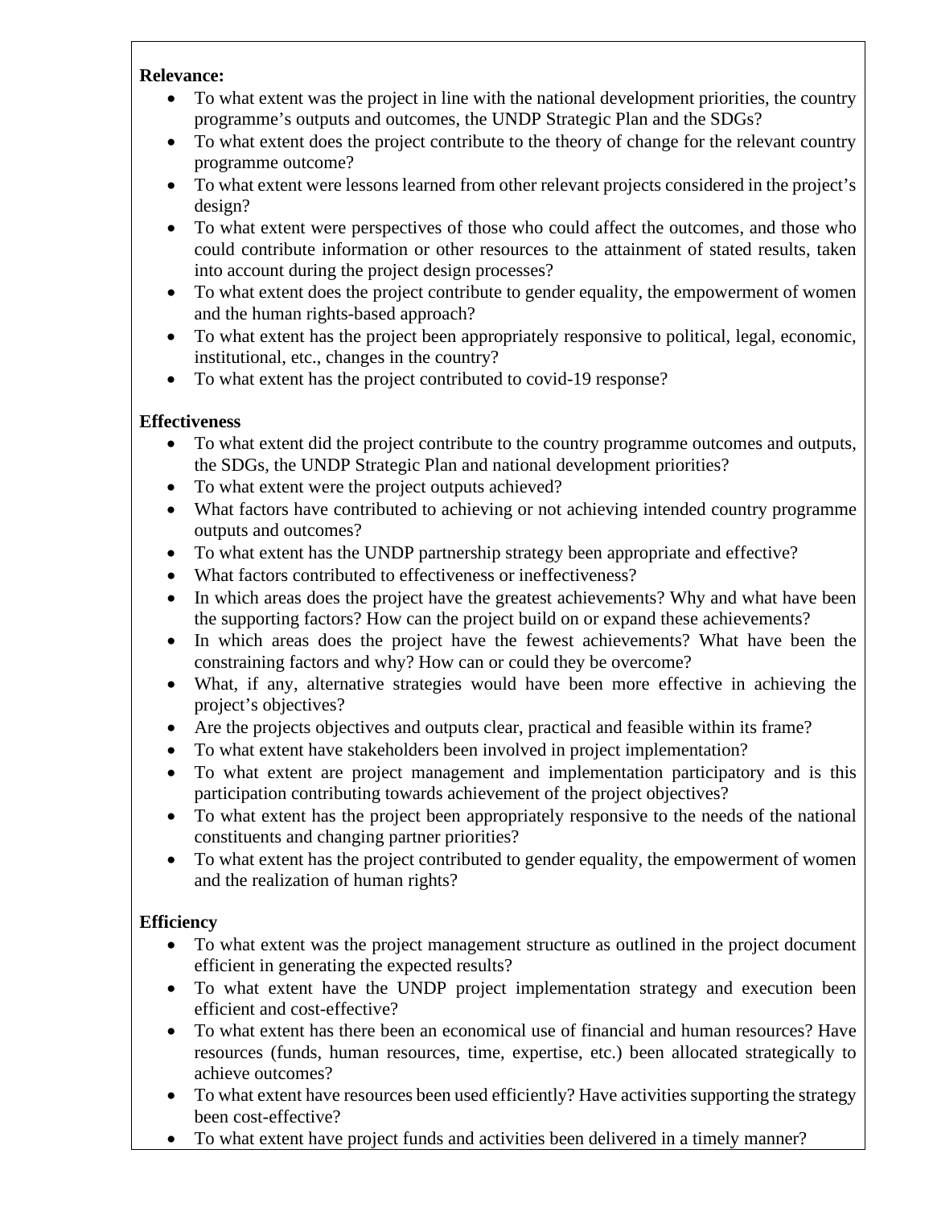**Relevance:**

- To what extent was the project in line with the national development priorities, the country programme's outputs and outcomes, the UNDP Strategic Plan and the SDGs?
- To what extent does the project contribute to the theory of change for the relevant country programme outcome?
- To what extent were lessons learned from other relevant projects considered in the project's design?
- To what extent were perspectives of those who could affect the outcomes, and those who could contribute information or other resources to the attainment of stated results, taken into account during the project design processes?
- To what extent does the project contribute to gender equality, the empowerment of women and the human rights-based approach?
- To what extent has the project been appropriately responsive to political, legal, economic, institutional, etc., changes in the country?
- To what extent has the project contributed to covid-19 response?

**Effectiveness**

- To what extent did the project contribute to the country programme outcomes and outputs, the SDGs, the UNDP Strategic Plan and national development priorities?
- To what extent were the project outputs achieved?
- What factors have contributed to achieving or not achieving intended country programme outputs and outcomes?
- To what extent has the UNDP partnership strategy been appropriate and effective?
- What factors contributed to effectiveness or ineffectiveness?
- In which areas does the project have the greatest achievements? Why and what have been the supporting factors? How can the project build on or expand these achievements?
- In which areas does the project have the fewest achievements? What have been the constraining factors and why? How can or could they be overcome?
- What, if any, alternative strategies would have been more effective in achieving the project's objectives?
- Are the projects objectives and outputs clear, practical and feasible within its frame?
- To what extent have stakeholders been involved in project implementation?
- To what extent are project management and implementation participatory and is this participation contributing towards achievement of the project objectives?
- To what extent has the project been appropriately responsive to the needs of the national constituents and changing partner priorities?
- To what extent has the project contributed to gender equality, the empowerment of women and the realization of human rights?

**Efficiency**

- To what extent was the project management structure as outlined in the project document efficient in generating the expected results?
- To what extent have the UNDP project implementation strategy and execution been efficient and cost-effective?
- To what extent has there been an economical use of financial and human resources? Have resources (funds, human resources, time, expertise, etc.) been allocated strategically to achieve outcomes?
- To what extent have resources been used efficiently? Have activities supporting the strategy been cost-effective?
- To what extent have project funds and activities been delivered in a timely manner?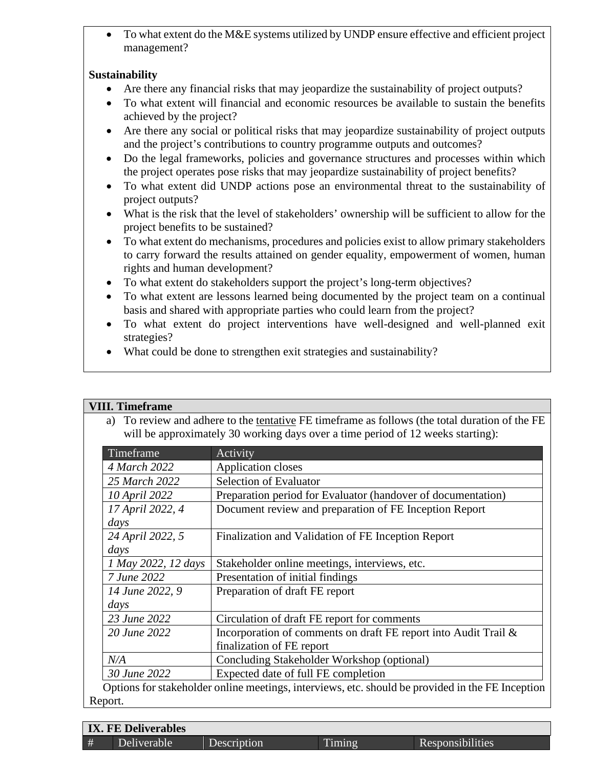- To what extent do the M&E systems utilized by UNDP ensure effective and efficient project management?

**Sustainability**

- Are there any financial risks that may jeopardize the sustainability of project outputs?
- To what extent will financial and economic resources be available to sustain the benefits achieved by the project?
- Are there any social or political risks that may jeopardize sustainability of project outputs and the project's contributions to country programme outputs and outcomes?
- Do the legal frameworks, policies and governance structures and processes within which the project operates pose risks that may jeopardize sustainability of project benefits?
- To what extent did UNDP actions pose an environmental threat to the sustainability of project outputs?
- What is the risk that the level of stakeholders' ownership will be sufficient to allow for the project benefits to be sustained?
- To what extent do mechanisms, procedures and policies exist to allow primary stakeholders to carry forward the results attained on gender equality, empowerment of women, human rights and human development?
- To what extent do stakeholders support the project's long-term objectives?
- To what extent are lessons learned being documented by the project team on a continual basis and shared with appropriate parties who could learn from the project?
- To what extent do project interventions have well-designed and well-planned exit strategies?
- What could be done to strengthen exit strategies and sustainability?

## VIII. Timeframe

a) To review and adhere to the tentative FE timeframe as follows (the total duration of the FE will be approximately 30 working days over a time period of 12 weeks starting):

| Timeframe | Activity |
|---|---|
| *4 March 2022* | Application closes |
| *25 March 2022* | Selection of Evaluator |
| *10 April 2022* | Preparation period for Evaluator (handover of documentation) |
| *17 April 2022, 4 days* | Document review and preparation of FE Inception Report |
| *24 April 2022, 5 days* | Finalization and Validation of FE Inception Report |
| *1 May 2022, 12 days* | Stakeholder online meetings, interviews, etc. |
| *7 June 2022* | Presentation of initial findings |
| *14 June 2022, 9 days* | Preparation of draft FE report |
| *23 June 2022* | Circulation of draft FE report for comments |
| *20 June 2022* | Incorporation of comments on draft FE report into Audit Trail & finalization of FE report |
| *N/A* | Concluding Stakeholder Workshop (optional) |
| *30 June 2022* | Expected date of full FE completion |

Options for stakeholder online meetings, interviews, etc. should be provided in the FE Inception Report.

## IX. FE Deliverables

| # | Deliverable | Description | Timing | Responsibilities |
|---|---|---|---|---|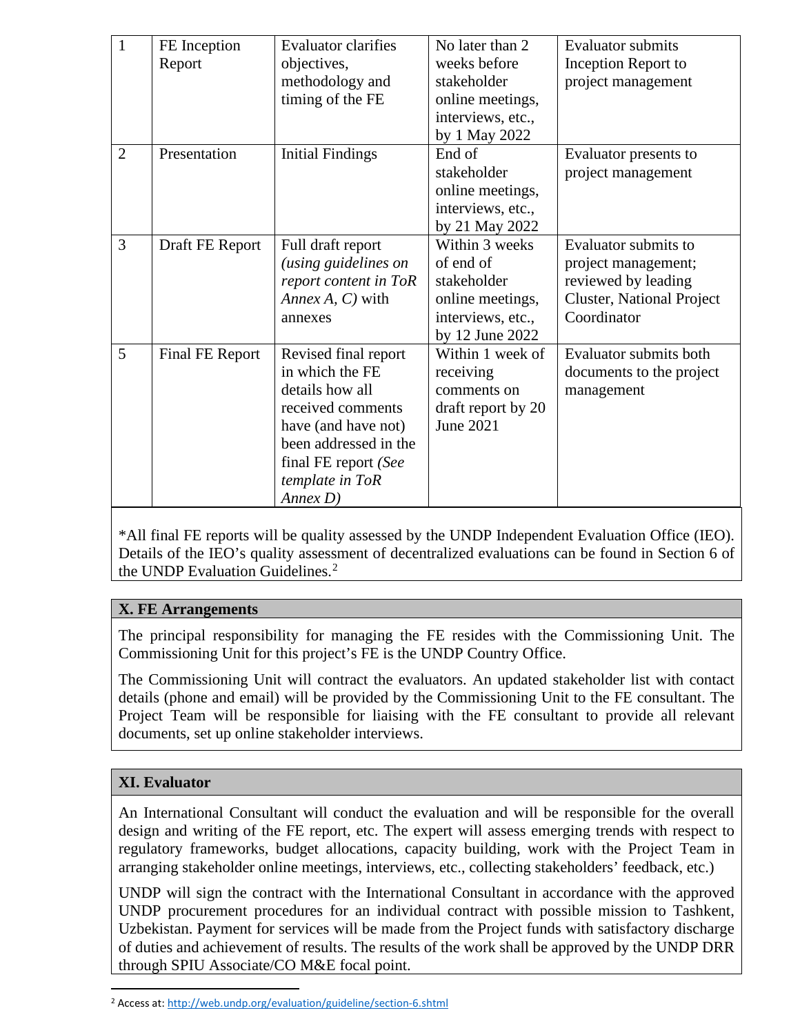| 1 | FE Inception Report | Evaluator clarifies objectives, methodology and timing of the FE | No later than 2 weeks before stakeholder online meetings, interviews, etc., by 1 May 2022 | Evaluator submits Inception Report to project management |
|---|---|---|---|---|
| 2 | Presentation | Initial Findings | End of stakeholder online meetings, interviews, etc., by 21 May 2022 | Evaluator presents to project management |
| 3 | Draft FE Report | Full draft report *(using guidelines on report content in ToR Annex A, C)* with annexes | Within 3 weeks of end of stakeholder online meetings, interviews, etc., by 12 June 2022 | Evaluator submits to project management; reviewed by leading Cluster, National Project Coordinator |
| 5 | Final FE Report | Revised final report in which the FE details how all received comments have (and have not) been addressed in the final FE report *(See template in ToR Annex D)* | Within 1 week of receiving comments on draft report by 20 June 2021 | Evaluator submits both documents to the project management |

*All final FE reports will be quality assessed by the UNDP Independent Evaluation Office (IEO). Details of the IEO's quality assessment of decentralized evaluations can be found in Section 6 of the UNDP Evaluation Guidelines.[2]

## X. FE Arrangements

The principal responsibility for managing the FE resides with the Commissioning Unit. The Commissioning Unit for this project's FE is the UNDP Country Office.

The Commissioning Unit will contract the evaluators. An updated stakeholder list with contact details (phone and email) will be provided by the Commissioning Unit to the FE consultant. The Project Team will be responsible for liaising with the FE consultant to provide all relevant documents, set up online stakeholder interviews.

## XI. Evaluator

An International Consultant will conduct the evaluation and will be responsible for the overall design and writing of the FE report, etc. The expert will assess emerging trends with respect to regulatory frameworks, budget allocations, capacity building, work with the Project Team in arranging stakeholder online meetings, interviews, etc., collecting stakeholders' feedback, etc.)

UNDP will sign the contract with the International Consultant in accordance with the approved UNDP procurement procedures for an individual contract with possible mission to Tashkent, Uzbekistan. Payment for services will be made from the Project funds with satisfactory discharge of duties and achievement of results. The results of the work shall be approved by the UNDP DRR through SPIU Associate/CO M&E focal point.

[2] Access at: http://web.undp.org/evaluation/guideline/section-6.shtml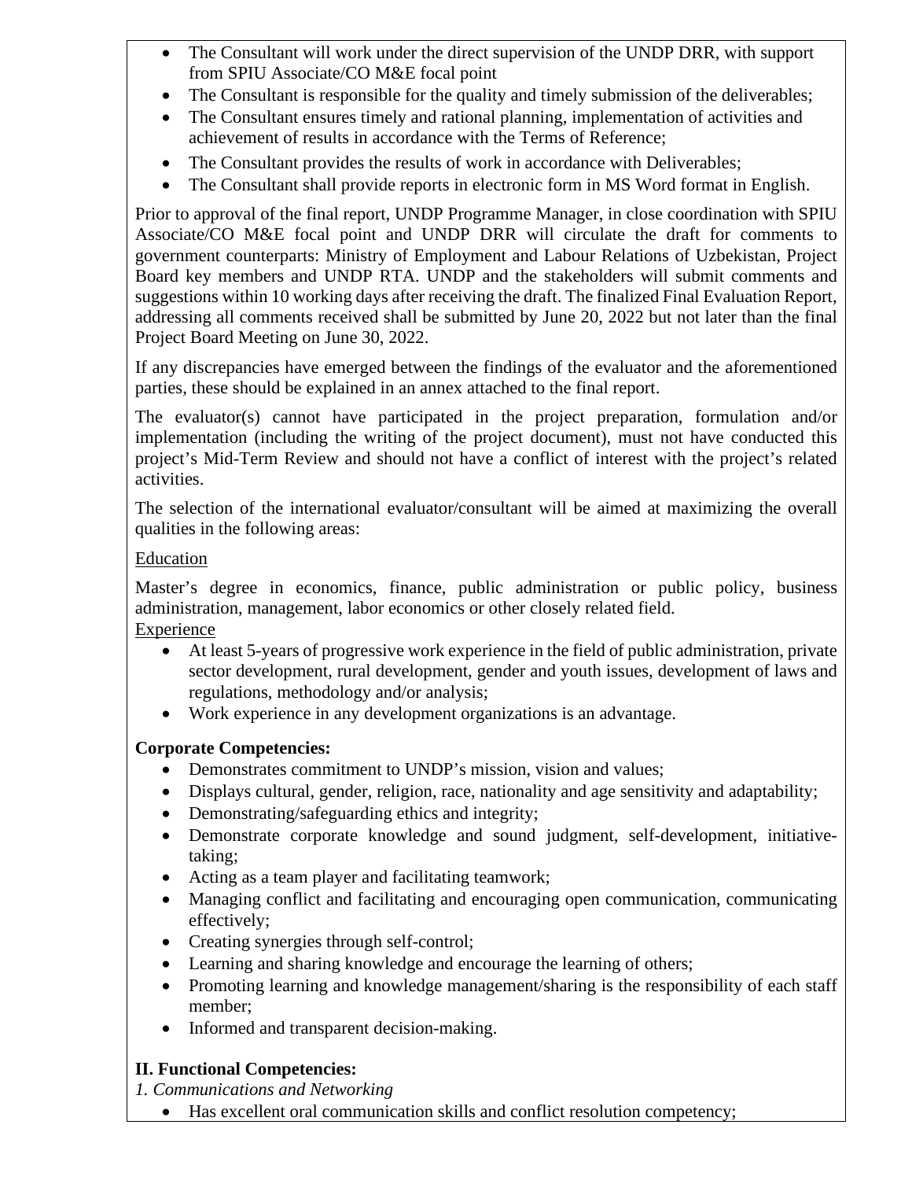- The Consultant will work under the direct supervision of the UNDP DRR, with support from SPIU Associate/CO M&E focal point
- The Consultant is responsible for the quality and timely submission of the deliverables;
- The Consultant ensures timely and rational planning, implementation of activities and achievement of results in accordance with the Terms of Reference;
- The Consultant provides the results of work in accordance with Deliverables;
- The Consultant shall provide reports in electronic form in MS Word format in English.

Prior to approval of the final report, UNDP Programme Manager, in close coordination with SPIU Associate/CO M&E focal point and UNDP DRR will circulate the draft for comments to government counterparts: Ministry of Employment and Labour Relations of Uzbekistan, Project Board key members and UNDP RTA. UNDP and the stakeholders will submit comments and suggestions within 10 working days after receiving the draft. The finalized Final Evaluation Report, addressing all comments received shall be submitted by June 20, 2022 but not later than the final Project Board Meeting on June 30, 2022.

If any discrepancies have emerged between the findings of the evaluator and the aforementioned parties, these should be explained in an annex attached to the final report.

The evaluator(s) cannot have participated in the project preparation, formulation and/or implementation (including the writing of the project document), must not have conducted this project's Mid-Term Review and should not have a conflict of interest with the project's related activities.

The selection of the international evaluator/consultant will be aimed at maximizing the overall qualities in the following areas:

<u>Education</u>

Master's degree in economics, finance, public administration or public policy, business administration, management, labor economics or other closely related field.

<u>Experience</u>

- At least 5-years of progressive work experience in the field of public administration, private sector development, rural development, gender and youth issues, development of laws and regulations, methodology and/or analysis;
- Work experience in any development organizations is an advantage.

**Corporate Competencies:**

- Demonstrates commitment to UNDP's mission, vision and values;
- Displays cultural, gender, religion, race, nationality and age sensitivity and adaptability;
- Demonstrating/safeguarding ethics and integrity;
- Demonstrate corporate knowledge and sound judgment, self-development, initiative-taking;
- Acting as a team player and facilitating teamwork;
- Managing conflict and facilitating and encouraging open communication, communicating effectively;
- Creating synergies through self-control;
- Learning and sharing knowledge and encourage the learning of others;
- Promoting learning and knowledge management/sharing is the responsibility of each staff member;
- Informed and transparent decision-making.

**II. Functional Competencies:**

*1. Communications and Networking*

- Has excellent oral communication skills and conflict resolution competency;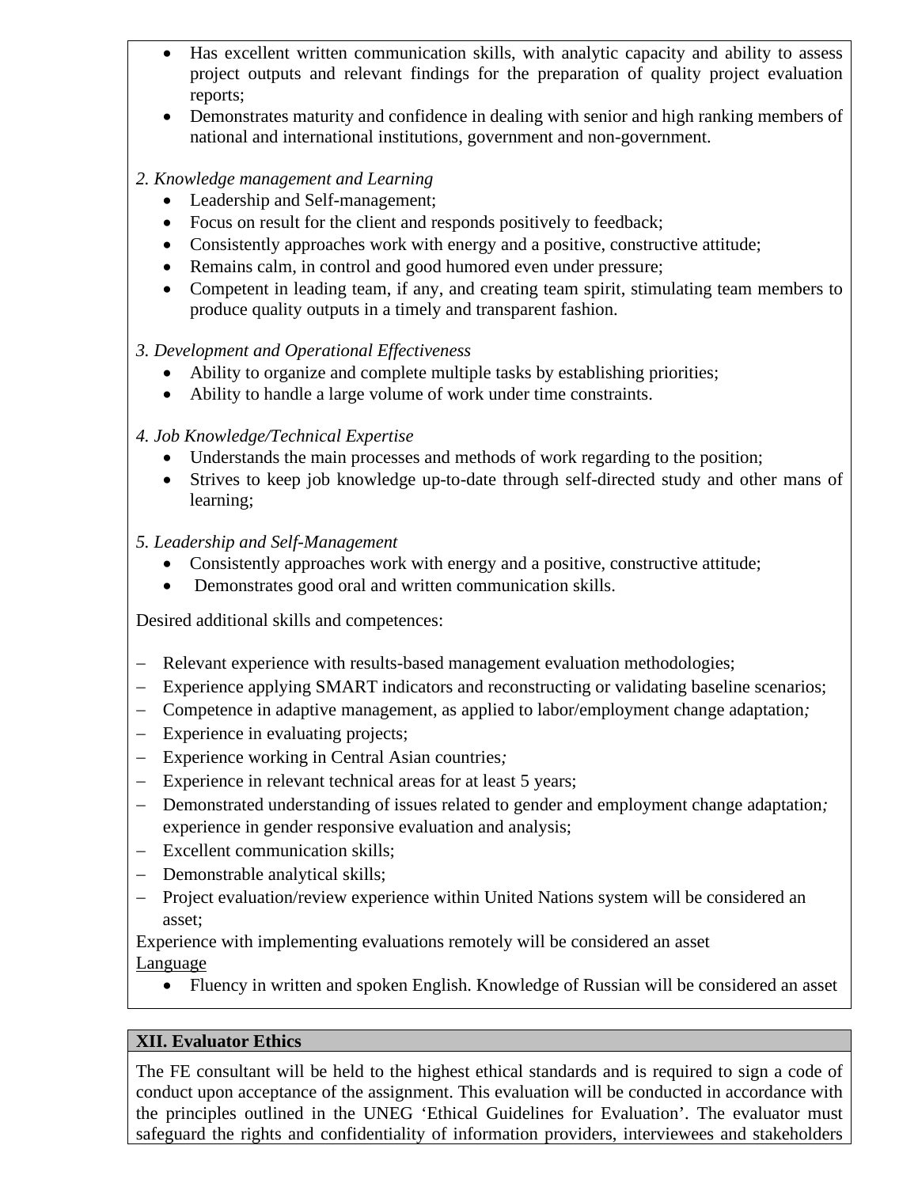- Has excellent written communication skills, with analytic capacity and ability to assess project outputs and relevant findings for the preparation of quality project evaluation reports;
- Demonstrates maturity and confidence in dealing with senior and high ranking members of national and international institutions, government and non-government.

*2. Knowledge management and Learning*

- Leadership and Self-management;
- Focus on result for the client and responds positively to feedback;
- Consistently approaches work with energy and a positive, constructive attitude;
- Remains calm, in control and good humored even under pressure;
- Competent in leading team, if any, and creating team spirit, stimulating team members to produce quality outputs in a timely and transparent fashion.

*3. Development and Operational Effectiveness*

- Ability to organize and complete multiple tasks by establishing priorities;
- Ability to handle a large volume of work under time constraints.

*4. Job Knowledge/Technical Expertise*

- Understands the main processes and methods of work regarding to the position;
- Strives to keep job knowledge up-to-date through self-directed study and other mans of learning;

*5. Leadership and Self-Management*

- Consistently approaches work with energy and a positive, constructive attitude;
- Demonstrates good oral and written communication skills.

Desired additional skills and competences:

- Relevant experience with results-based management evaluation methodologies;
- Experience applying SMART indicators and reconstructing or validating baseline scenarios;
- Competence in adaptive management, as applied to labor/employment change adaptation*;*
- Experience in evaluating projects;
- Experience working in Central Asian countries*;*
- Experience in relevant technical areas for at least 5 years;
- Demonstrated understanding of issues related to gender and employment change adaptation*;* experience in gender responsive evaluation and analysis;
- Excellent communication skills;
- Demonstrable analytical skills;
- Project evaluation/review experience within United Nations system will be considered an asset;

Experience with implementing evaluations remotely will be considered an asset

<u>Language</u>

- Fluency in written and spoken English. Knowledge of Russian will be considered an asset

## XII. Evaluator Ethics

The FE consultant will be held to the highest ethical standards and is required to sign a code of conduct upon acceptance of the assignment. This evaluation will be conducted in accordance with the principles outlined in the UNEG 'Ethical Guidelines for Evaluation'. The evaluator must safeguard the rights and confidentiality of information providers, interviewees and stakeholders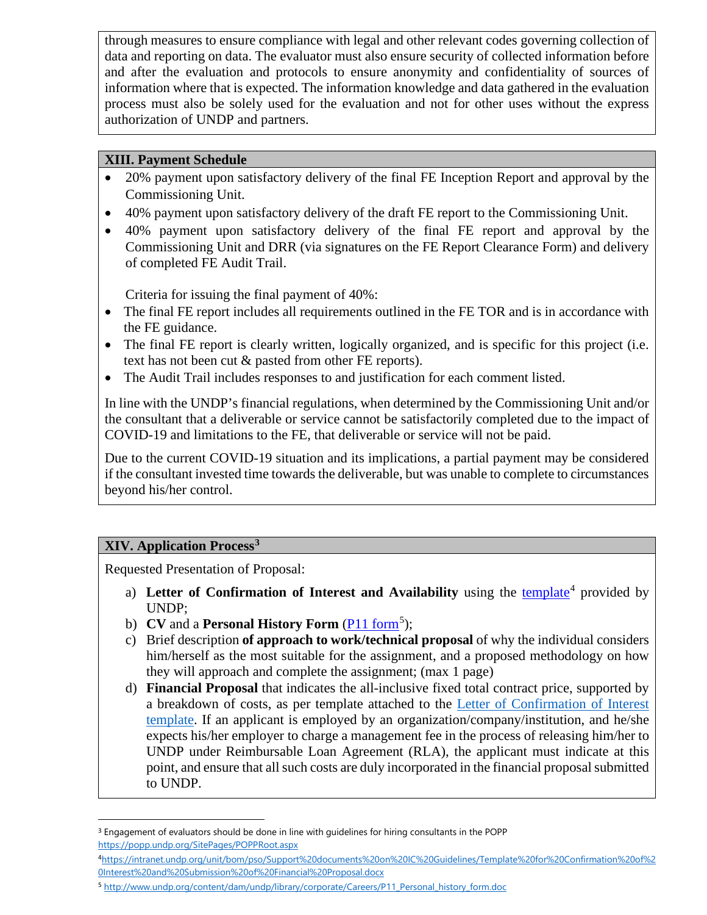through measures to ensure compliance with legal and other relevant codes governing collection of data and reporting on data. The evaluator must also ensure security of collected information before and after the evaluation and protocols to ensure anonymity and confidentiality of sources of information where that is expected. The information knowledge and data gathered in the evaluation process must also be solely used for the evaluation and not for other uses without the express authorization of UNDP and partners.

## XIII. Payment Schedule

- 20% payment upon satisfactory delivery of the final FE Inception Report and approval by the Commissioning Unit.
- 40% payment upon satisfactory delivery of the draft FE report to the Commissioning Unit.
- 40% payment upon satisfactory delivery of the final FE report and approval by the Commissioning Unit and DRR (via signatures on the FE Report Clearance Form) and delivery of completed FE Audit Trail.

  Criteria for issuing the final payment of 40%:

- The final FE report includes all requirements outlined in the FE TOR and is in accordance with the FE guidance.
- The final FE report is clearly written, logically organized, and is specific for this project (i.e. text has not been cut & pasted from other FE reports).
- The Audit Trail includes responses to and justification for each comment listed.

In line with the UNDP's financial regulations, when determined by the Commissioning Unit and/or the consultant that a deliverable or service cannot be satisfactorily completed due to the impact of COVID-19 and limitations to the FE, that deliverable or service will not be paid.

Due to the current COVID-19 situation and its implications, a partial payment may be considered if the consultant invested time towards the deliverable, but was unable to complete to circumstances beyond his/her control.

## XIV. Application Process[3]

Requested Presentation of Proposal:

a) **Letter of Confirmation of Interest and Availability** using the template[4] provided by UNDP;
b) **CV** and a **Personal History Form** (P11 form[5]);
c) Brief description **of approach to work/technical proposal** of why the individual considers him/herself as the most suitable for the assignment, and a proposed methodology on how they will approach and complete the assignment; (max 1 page)
d) **Financial Proposal** that indicates the all-inclusive fixed total contract price, supported by a breakdown of costs, as per template attached to the Letter of Confirmation of Interest template. If an applicant is employed by an organization/company/institution, and he/she expects his/her employer to charge a management fee in the process of releasing him/her to UNDP under Reimbursable Loan Agreement (RLA), the applicant must indicate at this point, and ensure that all such costs are duly incorporated in the financial proposal submitted to UNDP.

---

[3] Engagement of evaluators should be done in line with guidelines for hiring consultants in the POPP https://popp.undp.org/SitePages/POPPRoot.aspx

[4] https://intranet.undp.org/unit/bom/pso/Support%20documents%20on%20IC%20Guidelines/Template%20for%20Confirmation%20of%20Interest%20and%20Submission%20of%20Financial%20Proposal.docx

[5] http://www.undp.org/content/dam/undp/library/corporate/Careers/P11_Personal_history_form.doc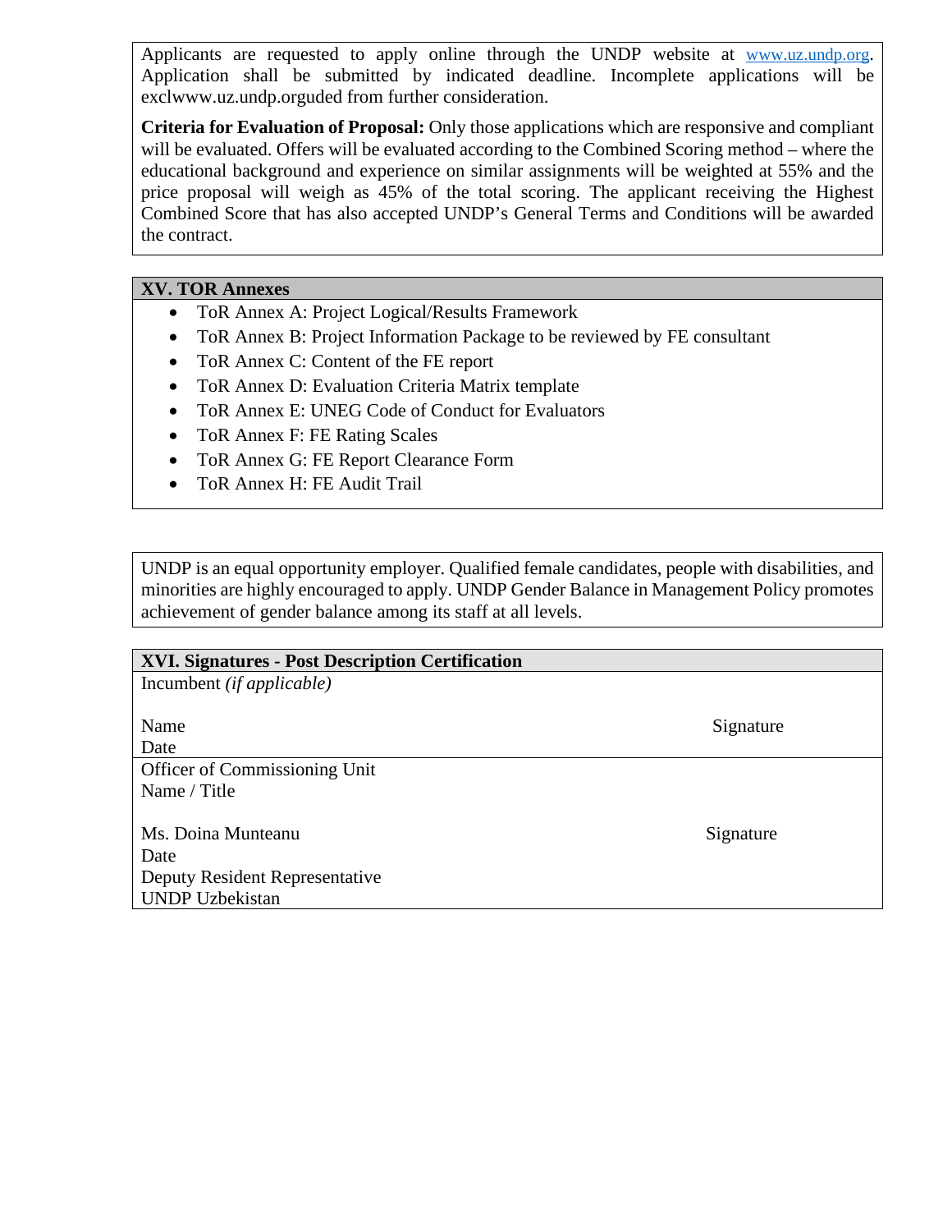Applicants are requested to apply online through the UNDP website at www.uz.undp.org. Application shall be submitted by indicated deadline. Incomplete applications will be exclwww.uz.undp.orguded from further consideration.

**Criteria for Evaluation of Proposal:** Only those applications which are responsive and compliant will be evaluated. Offers will be evaluated according to the Combined Scoring method – where the educational background and experience on similar assignments will be weighted at 55% and the price proposal will weigh as 45% of the total scoring. The applicant receiving the Highest Combined Score that has also accepted UNDP's General Terms and Conditions will be awarded the contract.

## XV. TOR Annexes

- ToR Annex A: Project Logical/Results Framework
- ToR Annex B: Project Information Package to be reviewed by FE consultant
- ToR Annex C: Content of the FE report
- ToR Annex D: Evaluation Criteria Matrix template
- ToR Annex E: UNEG Code of Conduct for Evaluators
- ToR Annex F: FE Rating Scales
- ToR Annex G: FE Report Clearance Form
- ToR Annex H: FE Audit Trail

UNDP is an equal opportunity employer. Qualified female candidates, people with disabilities, and minorities are highly encouraged to apply. UNDP Gender Balance in Management Policy promotes achievement of gender balance among its staff at all levels.

## XVI. Signatures - Post Description Certification

Incumbent *(if applicable)*

Name                                        Signature
Date

Officer of Commissioning Unit
Name / Title

Ms. Doina Munteanu                                        Signature
Date
Deputy Resident Representative
UNDP Uzbekistan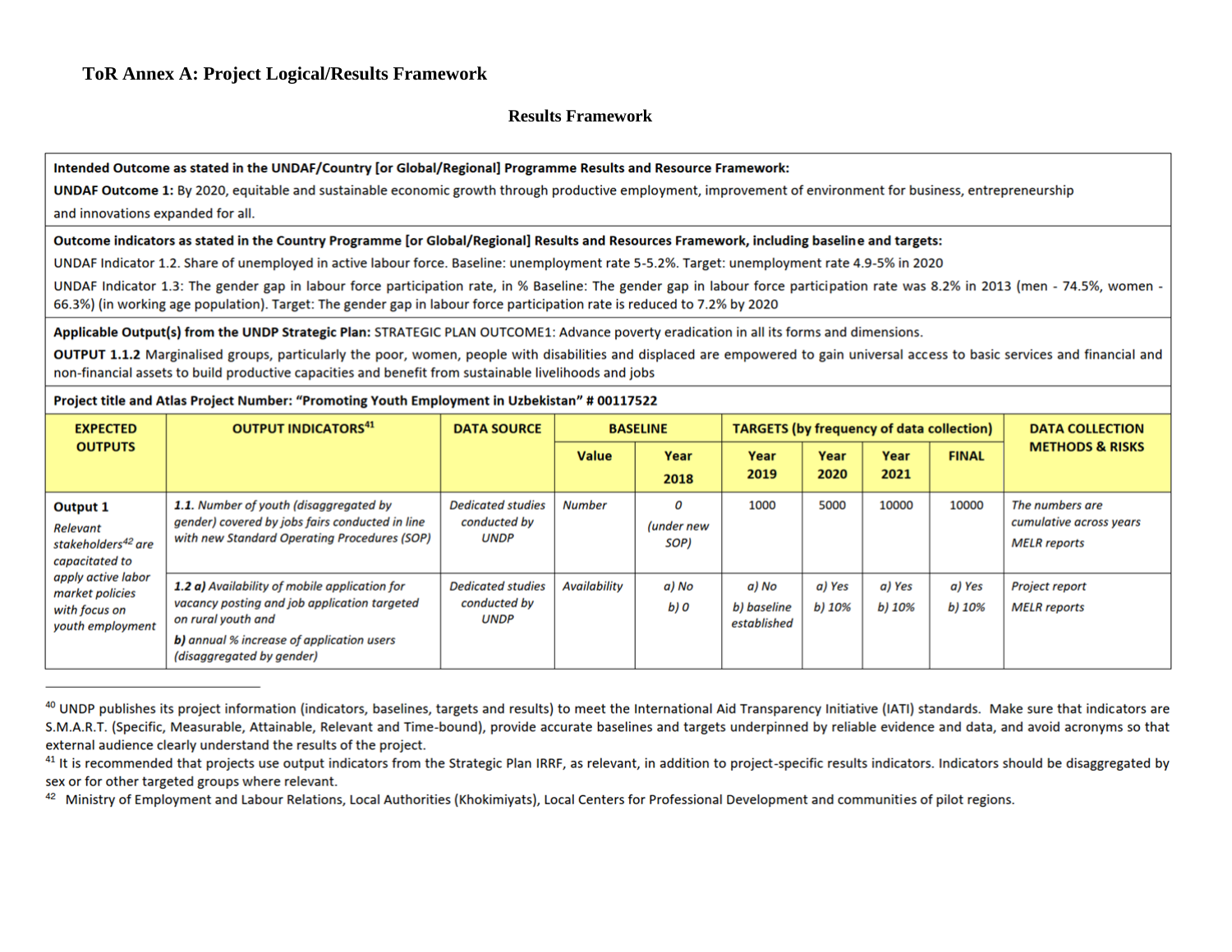**ToR Annex A: Project Logical/Results Framework**

**Results Framework**

**Intended Outcome as stated in the UNDAF/Country [or Global/Regional] Programme Results and Resource Framework:**

**UNDAF Outcome 1:** By 2020, equitable and sustainable economic growth through productive employment, improvement of environment for business, entrepreneurship and innovations expanded for all.

**Outcome indicators as stated in the Country Programme [or Global/Regional] Results and Resources Framework, including baseline and targets:**

UNDAF Indicator 1.2. Share of unemployed in active labour force. Baseline: unemployment rate 5-5.2%. Target: unemployment rate 4.9-5% in 2020

UNDAF Indicator 1.3: The gender gap in labour force participation rate, in % Baseline: The gender gap in labour force participation rate was 8.2% in 2013 (men - 74.5%, women - 66.3%) (in working age population). Target: The gender gap in labour force participation rate is reduced to 7.2% by 2020

**Applicable Output(s) from the UNDP Strategic Plan:** STRATEGIC PLAN OUTCOME1: Advance poverty eradication in all its forms and dimensions.

**OUTPUT 1.1.2** Marginalised groups, particularly the poor, women, people with disabilities and displaced are empowered to gain universal access to basic services and financial and non-financial assets to build productive capacities and benefit from sustainable livelihoods and jobs

**Project title and Atlas Project Number: "Promoting Youth Employment in Uzbekistan" # 00117522**

| EXPECTED OUTPUTS | OUTPUT INDICATORS[41] | DATA SOURCE | BASELINE | | TARGETS (by frequency of data collection) | | | | DATA COLLECTION METHODS & RISKS |
|---|---|---|---|---|---|---|---|---|---|
| | | | Value | Year 2018 | Year 2019 | Year 2020 | Year 2021 | FINAL | |
| **Output 1** *Relevant stakeholders[42] are capacitated to apply active labor market policies with focus on youth employment* | ***1.1.*** *Number of youth (disaggregated by gender) covered by jobs fairs conducted in line with new Standard Operating Procedures (SOP)* | *Dedicated studies conducted by UNDP* | *Number* | *0 (under new SOP)* | 1000 | 5000 | 10000 | 10000 | *The numbers are cumulative across years* *MELR reports* |
| | ***1.2 a)*** *Availability of mobile application for vacancy posting and job application targeted on rural youth and* ***b)*** *annual % increase of application users (disaggregated by gender)* | *Dedicated studies conducted by UNDP* | *Availability* | *a) No* *b) 0* | *a) No* *b) baseline established* | *a) Yes* *b) 10%* | *a) Yes* *b) 10%* | *a) Yes* *b) 10%* | *Project report* *MELR reports* |

---

[40] UNDP publishes its project information (indicators, baselines, targets and results) to meet the International Aid Transparency Initiative (IATI) standards. Make sure that indicators are S.M.A.R.T. (Specific, Measurable, Attainable, Relevant and Time-bound), provide accurate baselines and targets underpinned by reliable evidence and data, and avoid acronyms so that external audience clearly understand the results of the project.

[41] It is recommended that projects use output indicators from the Strategic Plan IRRF, as relevant, in addition to project-specific results indicators. Indicators should be disaggregated by sex or for other targeted groups where relevant.

[42] Ministry of Employment and Labour Relations, Local Authorities (Khokimiyats), Local Centers for Professional Development and communities of pilot regions.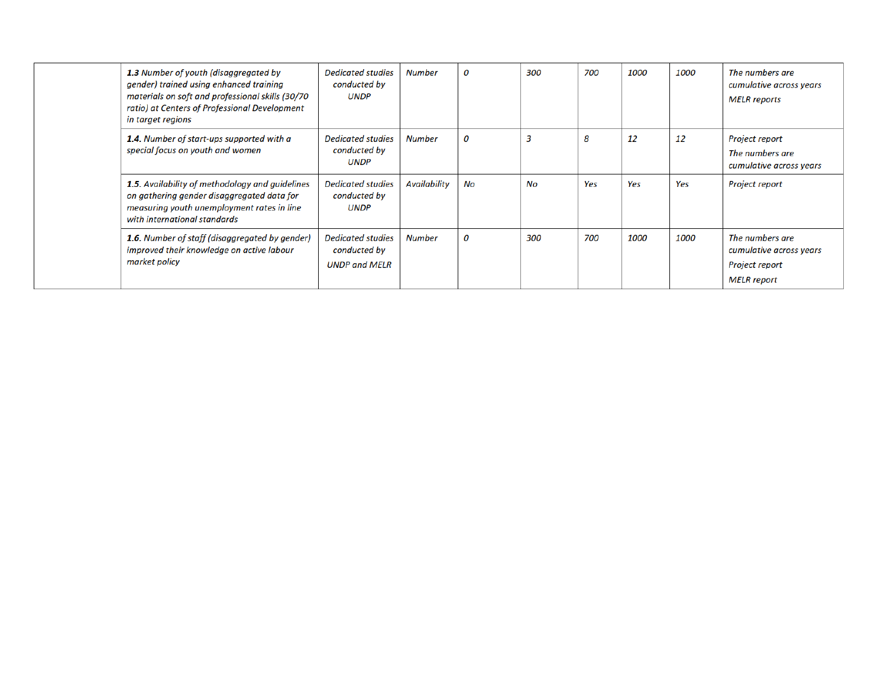| | | | | | | | | | |
|---|---|---|---|---|---|---|---|---|---|
| | ***1.3*** *Number of youth (disaggregated by gender) trained using enhanced training materials on soft and professional skills (30/70 ratio) at Centers of Professional Development in target regions* | *Dedicated studies conducted by UNDP* | *Number* | *0* | *300* | *700* | *1000* | *1000* | *The numbers are cumulative across years*<br>*MELR reports* |
| | ***1.4.*** *Number of start-ups supported with a special focus on youth and women* | *Dedicated studies conducted by UNDP* | *Number* | *0* | *3* | *8* | *12* | *12* | *Project report*<br>*The numbers are cumulative across years* |
| | ***1.5.*** *Availability of methodology and guidelines on gathering gender disaggregated data for measuring youth unemployment rates in line with international standards* | *Dedicated studies conducted by UNDP* | *Availability* | *No* | *No* | *Yes* | *Yes* | *Yes* | *Project report* |
| | ***1.6.*** *Number of staff (disaggregated by gender) improved their knowledge on active labour market policy* | *Dedicated studies conducted by*<br>*UNDP and MELR* | *Number* | *0* | *300* | *700* | *1000* | *1000* | *The numbers are cumulative across years*<br>*Project report*<br>*MELR report* |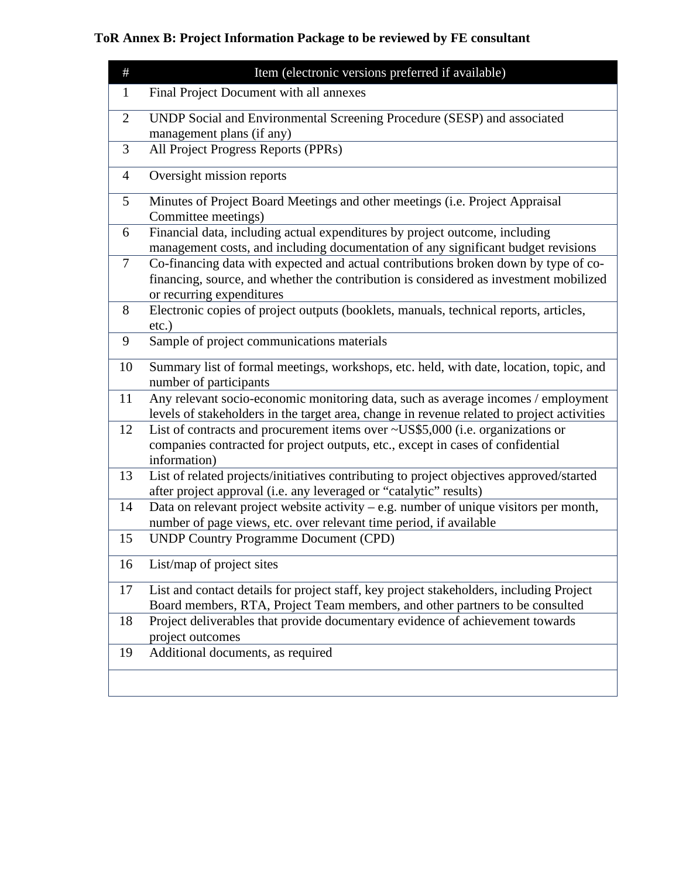**ToR Annex B: Project Information Package to be reviewed by FE consultant**

| # | Item (electronic versions preferred if available) |
|---|---|
| 1 | Final Project Document with all annexes |
| 2 | UNDP Social and Environmental Screening Procedure (SESP) and associated management plans (if any) |
| 3 | All Project Progress Reports (PPRs) |
| 4 | Oversight mission reports |
| 5 | Minutes of Project Board Meetings and other meetings (i.e. Project Appraisal Committee meetings) |
| 6 | Financial data, including actual expenditures by project outcome, including management costs, and including documentation of any significant budget revisions |
| 7 | Co-financing data with expected and actual contributions broken down by type of co-financing, source, and whether the contribution is considered as investment mobilized or recurring expenditures |
| 8 | Electronic copies of project outputs (booklets, manuals, technical reports, articles, etc.) |
| 9 | Sample of project communications materials |
| 10 | Summary list of formal meetings, workshops, etc. held, with date, location, topic, and number of participants |
| 11 | Any relevant socio-economic monitoring data, such as average incomes / employment levels of stakeholders in the target area, change in revenue related to project activities |
| 12 | List of contracts and procurement items over ~US$5,000 (i.e. organizations or companies contracted for project outputs, etc., except in cases of confidential information) |
| 13 | List of related projects/initiatives contributing to project objectives approved/started after project approval (i.e. any leveraged or "catalytic" results) |
| 14 | Data on relevant project website activity – e.g. number of unique visitors per month, number of page views, etc. over relevant time period, if available |
| 15 | UNDP Country Programme Document (CPD) |
| 16 | List/map of project sites |
| 17 | List and contact details for project staff, key project stakeholders, including Project Board members, RTA, Project Team members, and other partners to be consulted |
| 18 | Project deliverables that provide documentary evidence of achievement towards project outcomes |
| 19 | Additional documents, as required |
| | |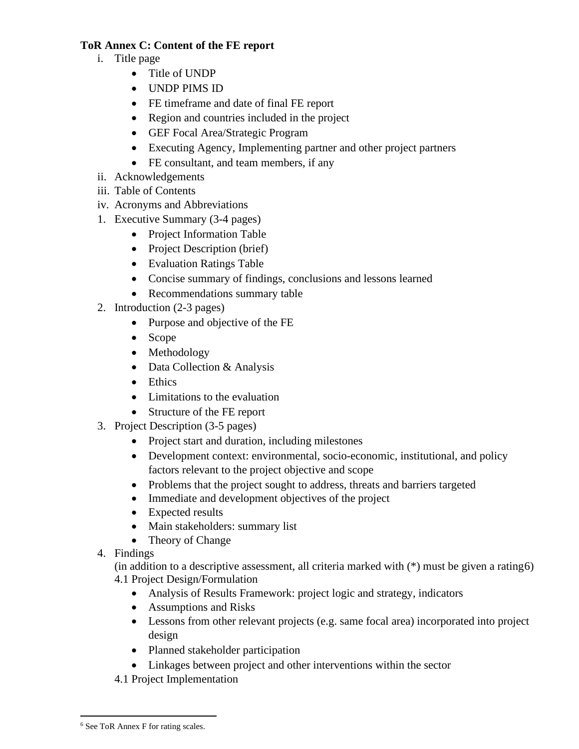**ToR Annex C: Content of the FE report**

i. Title page
    - Title of UNDP
    - UNDP PIMS ID
    - FE timeframe and date of final FE report
    - Region and countries included in the project
    - GEF Focal Area/Strategic Program
    - Executing Agency, Implementing partner and other project partners
    - FE consultant, and team members, if any

ii. Acknowledgements

iii. Table of Contents

iv. Acronyms and Abbreviations

1. Executive Summary (3-4 pages)
    - Project Information Table
    - Project Description (brief)
    - Evaluation Ratings Table
    - Concise summary of findings, conclusions and lessons learned
    - Recommendations summary table
2. Introduction (2-3 pages)
    - Purpose and objective of the FE
    - Scope
    - Methodology
    - Data Collection & Analysis
    - Ethics
    - Limitations to the evaluation
    - Structure of the FE report
3. Project Description (3-5 pages)
    - Project start and duration, including milestones
    - Development context: environmental, socio-economic, institutional, and policy factors relevant to the project objective and scope
    - Problems that the project sought to address, threats and barriers targeted
    - Immediate and development objectives of the project
    - Expected results
    - Main stakeholders: summary list
    - Theory of Change
4. Findings

    (in addition to a descriptive assessment, all criteria marked with (*) must be given a rating[6])

    4.1 Project Design/Formulation
    - Analysis of Results Framework: project logic and strategy, indicators
    - Assumptions and Risks
    - Lessons from other relevant projects (e.g. same focal area) incorporated into project design
    - Planned stakeholder participation
    - Linkages between project and other interventions within the sector

    4.1 Project Implementation

[6] See ToR Annex F for rating scales.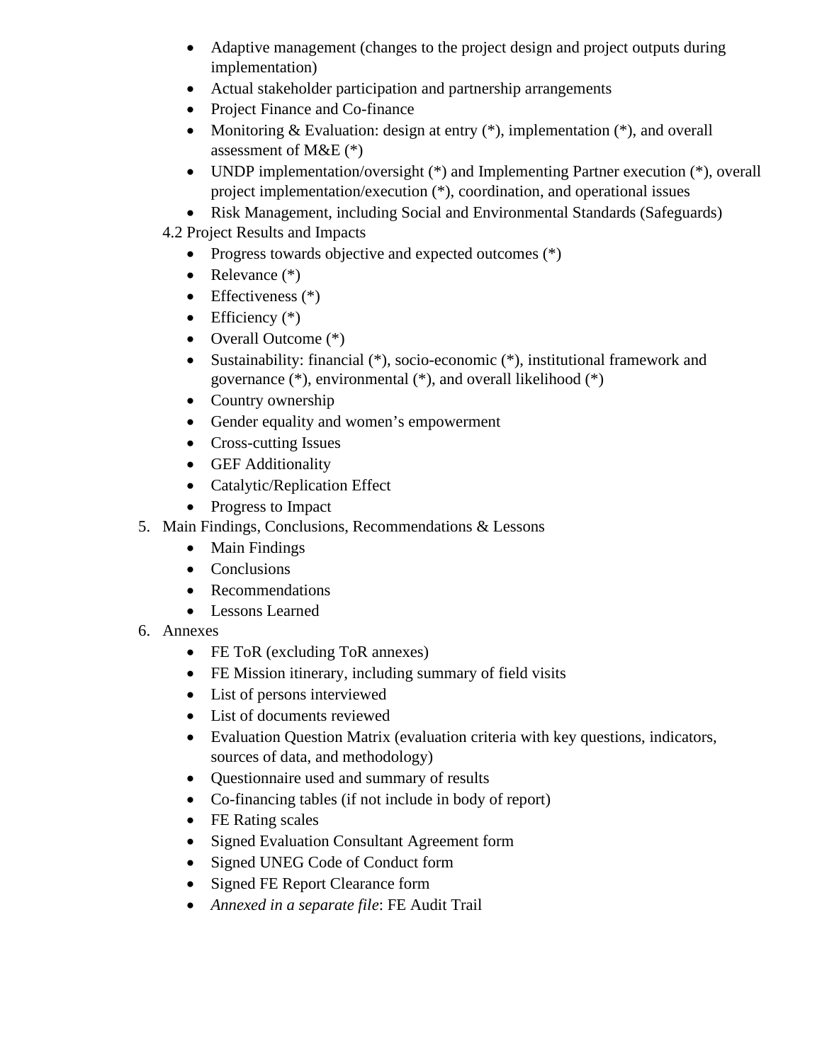- Adaptive management (changes to the project design and project outputs during implementation)
- Actual stakeholder participation and partnership arrangements
- Project Finance and Co-finance
- Monitoring & Evaluation: design at entry (*), implementation (*), and overall assessment of M&E (*)
- UNDP implementation/oversight (*) and Implementing Partner execution (*), overall project implementation/execution (*), coordination, and operational issues
- Risk Management, including Social and Environmental Standards (Safeguards)

4.2 Project Results and Impacts

- Progress towards objective and expected outcomes (*)
- Relevance (*)
- Effectiveness (*)
- Efficiency (*)
- Overall Outcome (*)
- Sustainability: financial (*), socio-economic (*), institutional framework and governance (*), environmental (*), and overall likelihood (*)
- Country ownership
- Gender equality and women's empowerment
- Cross-cutting Issues
- GEF Additionality
- Catalytic/Replication Effect
- Progress to Impact

5. Main Findings, Conclusions, Recommendations & Lessons
   - Main Findings
   - Conclusions
   - Recommendations
   - Lessons Learned
6. Annexes
   - FE ToR (excluding ToR annexes)
   - FE Mission itinerary, including summary of field visits
   - List of persons interviewed
   - List of documents reviewed
   - Evaluation Question Matrix (evaluation criteria with key questions, indicators, sources of data, and methodology)
   - Questionnaire used and summary of results
   - Co-financing tables (if not include in body of report)
   - FE Rating scales
   - Signed Evaluation Consultant Agreement form
   - Signed UNEG Code of Conduct form
   - Signed FE Report Clearance form
   - *Annexed in a separate file*: FE Audit Trail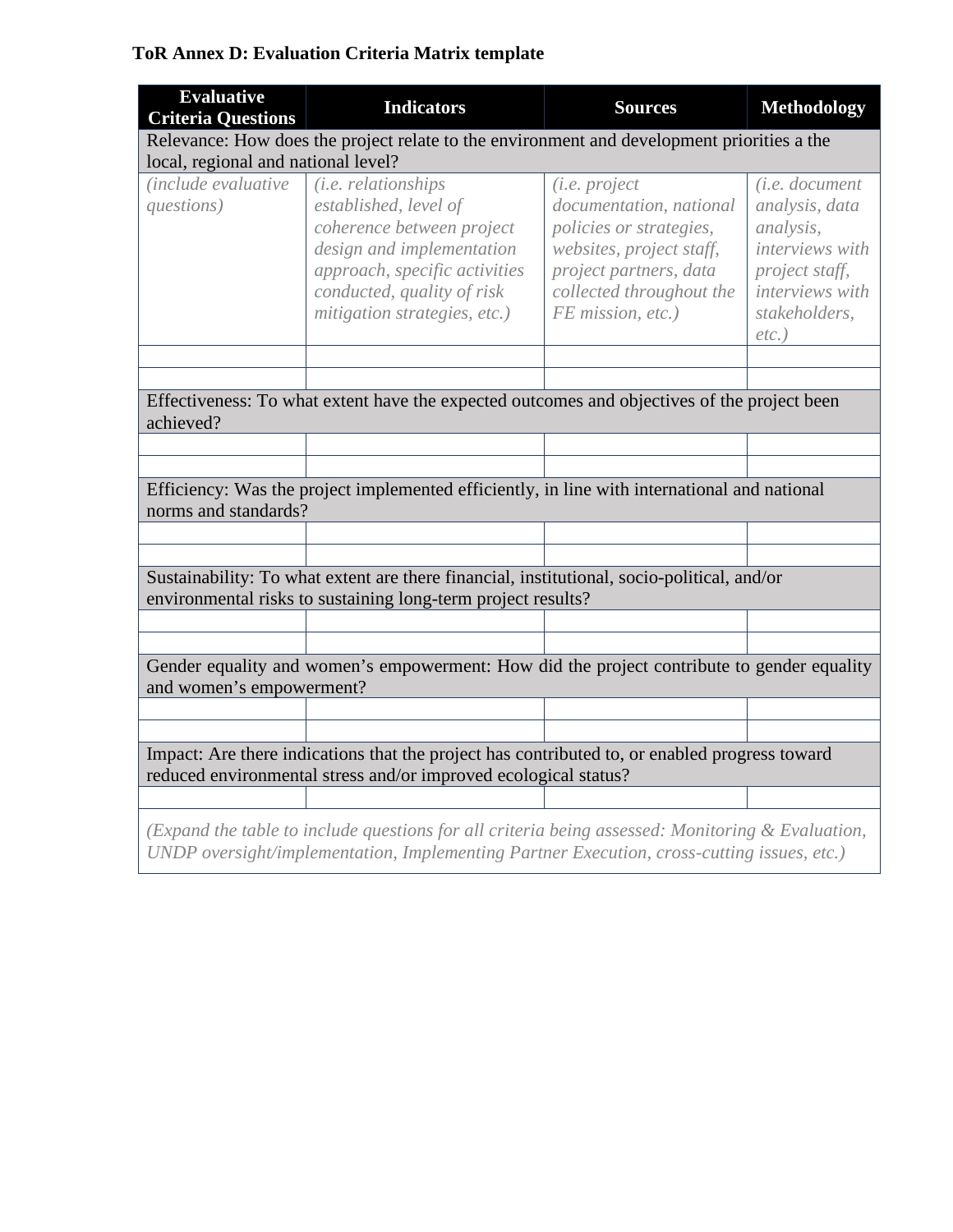**ToR Annex D: Evaluation Criteria Matrix template**

| Evaluative Criteria Questions | Indicators | Sources | Methodology |
|---|---|---|---|
| Relevance: How does the project relate to the environment and development priorities a the local, regional and national level? | | | |
| *(include evaluative questions)* | *(i.e. relationships established, level of coherence between project design and implementation approach, specific activities conducted, quality of risk mitigation strategies, etc.)* | *(i.e. project documentation, national policies or strategies, websites, project staff, project partners, data collected throughout the FE mission, etc.)* | *(i.e. document analysis, data analysis, interviews with project staff, interviews with stakeholders, etc.)* |
| | | | |
| | | | |
| Effectiveness: To what extent have the expected outcomes and objectives of the project been achieved? | | | |
| | | | |
| | | | |
| Efficiency: Was the project implemented efficiently, in line with international and national norms and standards? | | | |
| | | | |
| | | | |
| Sustainability: To what extent are there financial, institutional, socio-political, and/or environmental risks to sustaining long-term project results? | | | |
| | | | |
| | | | |
| Gender equality and women's empowerment: How did the project contribute to gender equality and women's empowerment? | | | |
| | | | |
| | | | |
| Impact: Are there indications that the project has contributed to, or enabled progress toward reduced environmental stress and/or improved ecological status? | | | |
| | | | |
| *(Expand the table to include questions for all criteria being assessed: Monitoring & Evaluation, UNDP oversight/implementation, Implementing Partner Execution, cross-cutting issues, etc.)* | | | |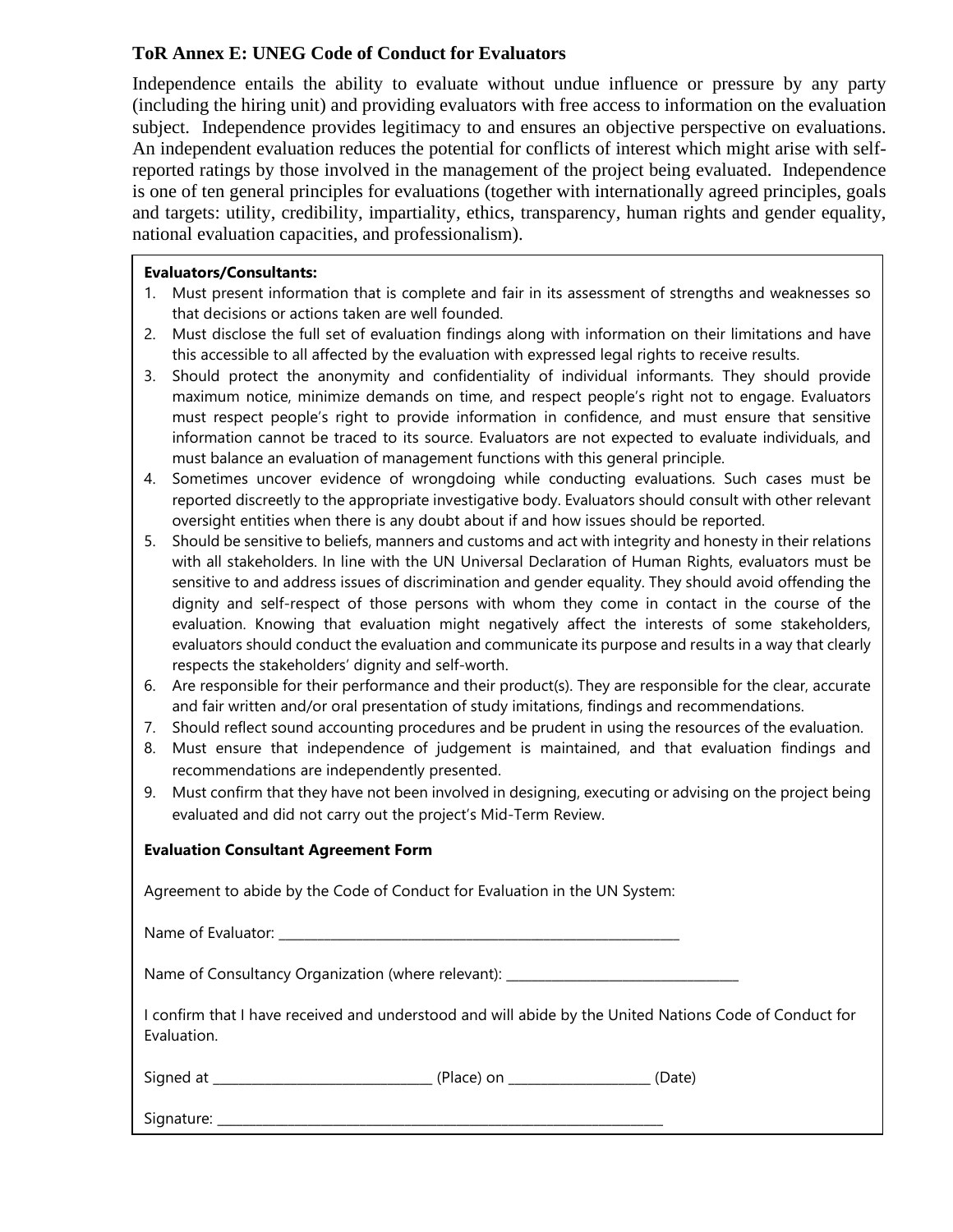### ToR Annex E: UNEG Code of Conduct for Evaluators

Independence entails the ability to evaluate without undue influence or pressure by any party (including the hiring unit) and providing evaluators with free access to information on the evaluation subject. Independence provides legitimacy to and ensures an objective perspective on evaluations. An independent evaluation reduces the potential for conflicts of interest which might arise with self-reported ratings by those involved in the management of the project being evaluated. Independence is one of ten general principles for evaluations (together with internationally agreed principles, goals and targets: utility, credibility, impartiality, ethics, transparency, human rights and gender equality, national evaluation capacities, and professionalism).

**Evaluators/Consultants:**

1. Must present information that is complete and fair in its assessment of strengths and weaknesses so that decisions or actions taken are well founded.
2. Must disclose the full set of evaluation findings along with information on their limitations and have this accessible to all affected by the evaluation with expressed legal rights to receive results.
3. Should protect the anonymity and confidentiality of individual informants. They should provide maximum notice, minimize demands on time, and respect people's right not to engage. Evaluators must respect people's right to provide information in confidence, and must ensure that sensitive information cannot be traced to its source. Evaluators are not expected to evaluate individuals, and must balance an evaluation of management functions with this general principle.
4. Sometimes uncover evidence of wrongdoing while conducting evaluations. Such cases must be reported discreetly to the appropriate investigative body. Evaluators should consult with other relevant oversight entities when there is any doubt about if and how issues should be reported.
5. Should be sensitive to beliefs, manners and customs and act with integrity and honesty in their relations with all stakeholders. In line with the UN Universal Declaration of Human Rights, evaluators must be sensitive to and address issues of discrimination and gender equality. They should avoid offending the dignity and self-respect of those persons with whom they come in contact in the course of the evaluation. Knowing that evaluation might negatively affect the interests of some stakeholders, evaluators should conduct the evaluation and communicate its purpose and results in a way that clearly respects the stakeholders' dignity and self-worth.
6. Are responsible for their performance and their product(s). They are responsible for the clear, accurate and fair written and/or oral presentation of study imitations, findings and recommendations.
7. Should reflect sound accounting procedures and be prudent in using the resources of the evaluation.
8. Must ensure that independence of judgement is maintained, and that evaluation findings and recommendations are independently presented.
9. Must confirm that they have not been involved in designing, executing or advising on the project being evaluated and did not carry out the project's Mid-Term Review.

**Evaluation Consultant Agreement Form**

Agreement to abide by the Code of Conduct for Evaluation in the UN System:

Name of Evaluator: ________________________________________________

Name of Consultancy Organization (where relevant): ____________________________

I confirm that I have received and understood and will abide by the United Nations Code of Conduct for Evaluation.

Signed at __________________________ (Place) on ________________ (Date)

Signature: ______________________________________________________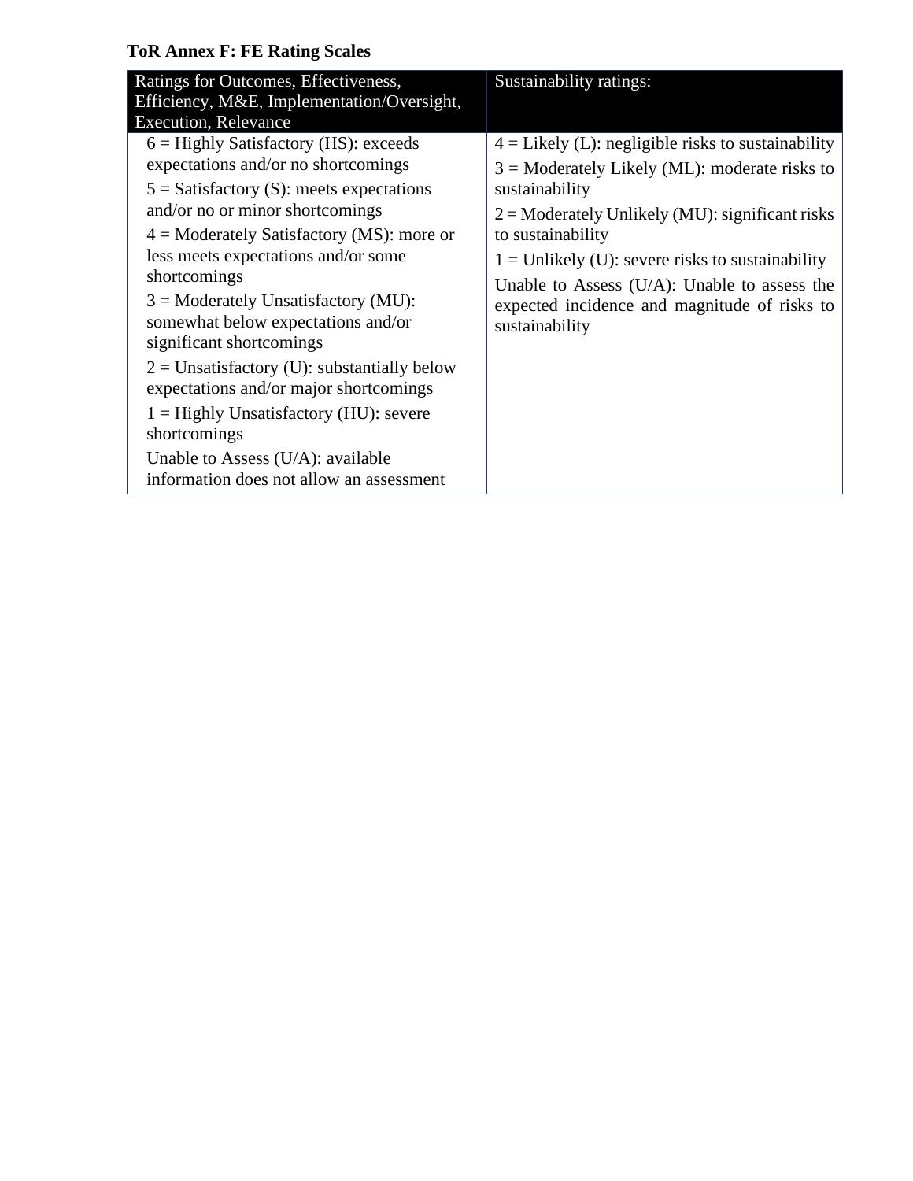**ToR Annex F: FE Rating Scales**

| Ratings for Outcomes, Effectiveness, Efficiency, M&E, Implementation/Oversight, Execution, Relevance | Sustainability ratings: |
|---|---|
| 6 = Highly Satisfactory (HS): exceeds expectations and/or no shortcomings<br>5 = Satisfactory (S): meets expectations and/or no or minor shortcomings<br>4 = Moderately Satisfactory (MS): more or less meets expectations and/or some shortcomings<br>3 = Moderately Unsatisfactory (MU): somewhat below expectations and/or significant shortcomings<br>2 = Unsatisfactory (U): substantially below expectations and/or major shortcomings<br>1 = Highly Unsatisfactory (HU): severe shortcomings<br>Unable to Assess (U/A): available information does not allow an assessment | 4 = Likely (L): negligible risks to sustainability<br>3 = Moderately Likely (ML): moderate risks to sustainability<br>2 = Moderately Unlikely (MU): significant risks to sustainability<br>1 = Unlikely (U): severe risks to sustainability<br>Unable to Assess (U/A): Unable to assess the expected incidence and magnitude of risks to sustainability |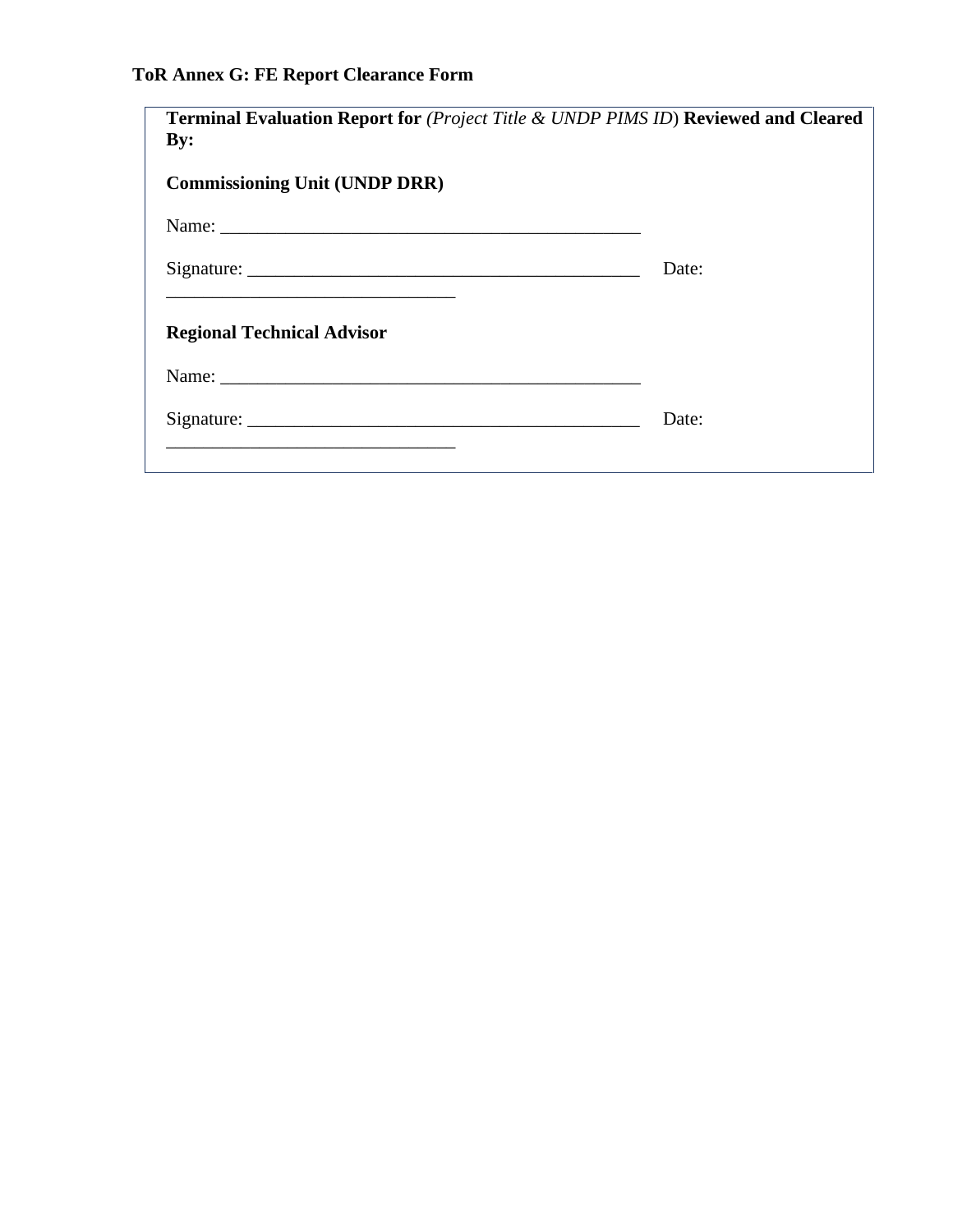**ToR Annex G: FE Report Clearance Form**

**Terminal Evaluation Report for** *(Project Title & UNDP PIMS ID)* **Reviewed and Cleared By:**

**Commissioning Unit (UNDP DRR)**

Name: _____________________________________________

Signature: __________________________________________ Date: _________________________________

**Regional Technical Advisor**

Name: _____________________________________________

Signature: __________________________________________ Date: _________________________________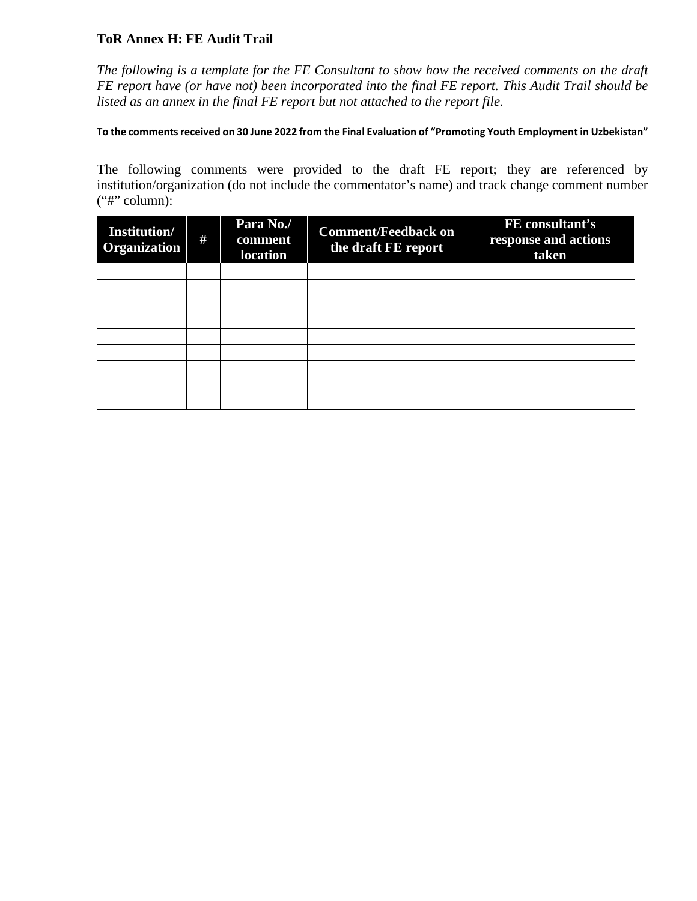**ToR Annex H: FE Audit Trail**

*The following is a template for the FE Consultant to show how the received comments on the draft FE report have (or have not) been incorporated into the final FE report. This Audit Trail should be listed as an annex in the final FE report but not attached to the report file.*

**To the comments received on 30 June 2022 from the Final Evaluation of "Promoting Youth Employment in Uzbekistan"**

The following comments were provided to the draft FE report; they are referenced by institution/organization (do not include the commentator's name) and track change comment number ("#" column):

| Institution/ Organization | # | Para No./ comment location | Comment/Feedback on the draft FE report | FE consultant's response and actions taken |
|---|---|---|---|---|
| | | | | |
| | | | | |
| | | | | |
| | | | | |
| | | | | |
| | | | | |
| | | | | |
| | | | | |
| | | | | |